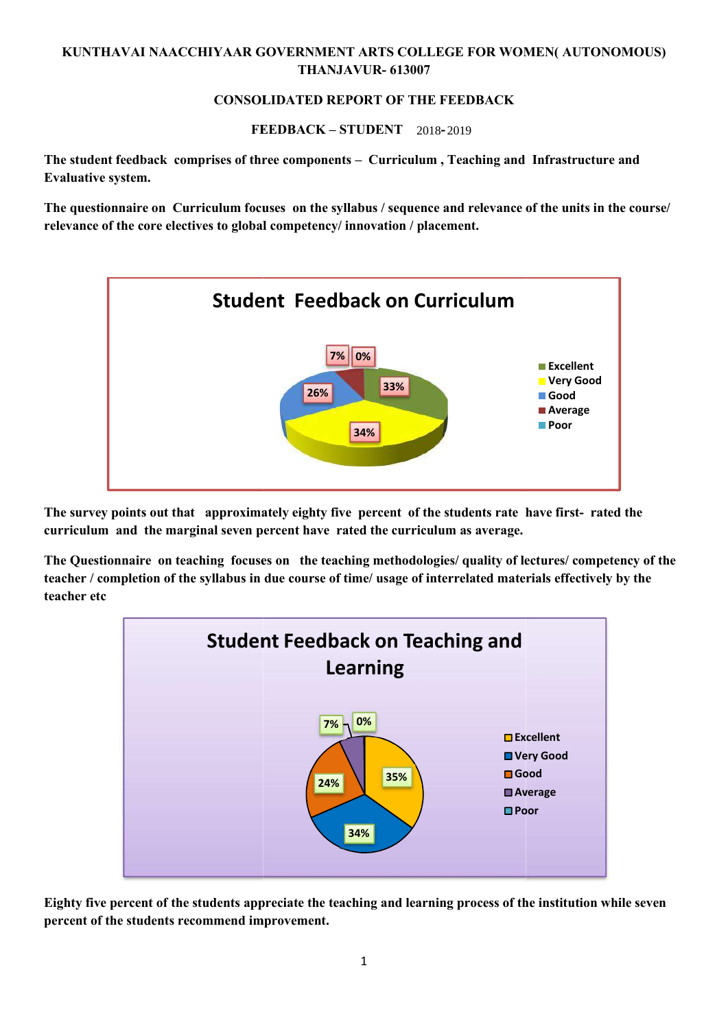**KUNTHAVAI NAACCHIYAAR GOVERNMENT ARTS COLLEGE FOR WOMEN( AUTONOMOUS) THANJAVUR- 613007**

**CONSOLIDATED REPORT OF THE FEEDBACK**

**FEEDBACK – STUDENT** 2018-2019

**The student feedback comprises of three components – Curriculum , Teaching and Infrastructure and Evaluative system.**

**The questionnaire on Curriculum focuses on the syllabus / sequence and relevance of the units in the course/ relevance of the core electives to global competency/ innovation / placement.**

**Student Feedback on Curriculum**

| Rating | Percentage |
|---|---|
| Excellent | 33% |
| Very Good | 34% |
| Good | 26% |
| Average | 7% |
| Poor | 0% |

**The survey points out that approximately eighty five percent of the students rate have first- rated the curriculum and the marginal seven percent have rated the curriculum as average.**

**The Questionnaire on teaching focuses on the teaching methodologies/ quality of lectures/ competency of the teacher / completion of the syllabus in due course of time/ usage of interrelated materials effectively by the teacher etc**

**Student Feedback on Teaching and Learning**

| Rating | Percentage |
|---|---|
| Excellent | 35% |
| Very Good | 34% |
| Good | 24% |
| Average | 7% |
| Poor | 0% |

**Eighty five percent of the students appreciate the teaching and learning process of the institution while seven percent of the students recommend improvement.**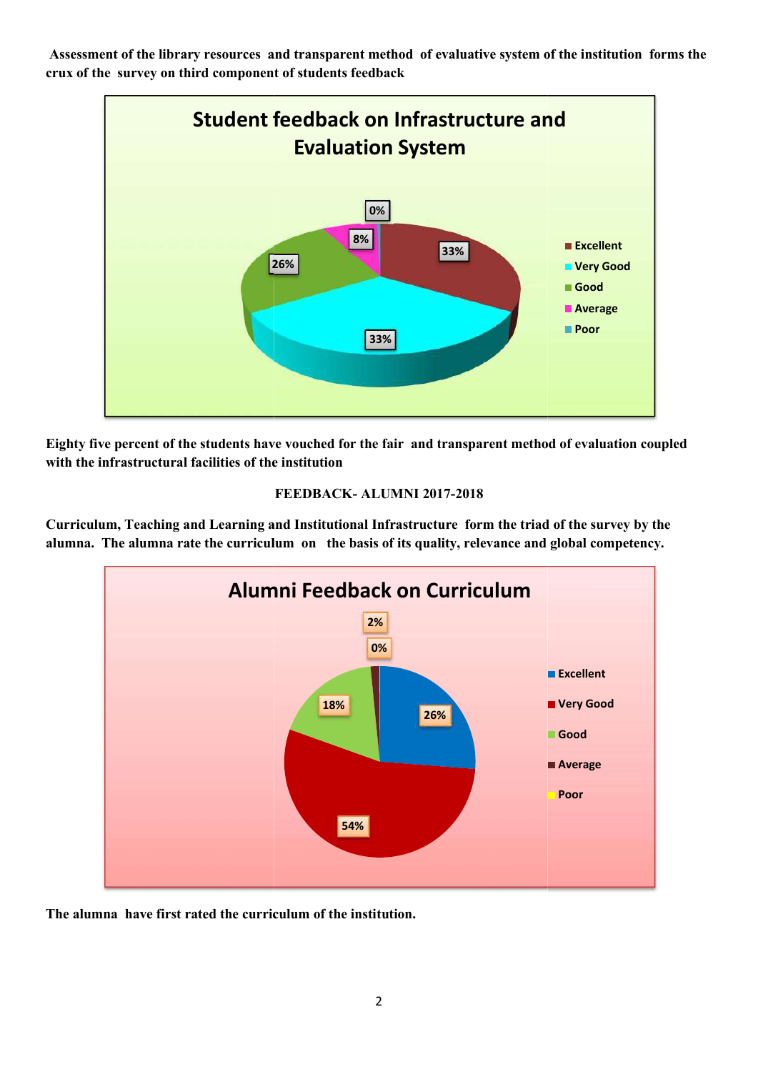**Assessment of the library resources and transparent method of evaluative system of the institution forms the crux of the survey on third component of students feedback**

**Student feedback on Infrastructure and Evaluation System**

| Rating | Percentage |
|---|---|
| Excellent | 33% |
| Very Good | 33% |
| Good | 26% |
| Average | 8% |
| Poor | 0% |

**Eighty five percent of the students have vouched for the fair and transparent method of evaluation coupled with the infrastructural facilities of the institution**

**FEEDBACK- ALUMNI 2017-2018**

**Curriculum, Teaching and Learning and Institutional Infrastructure form the triad of the survey by the alumna. The alumna rate the curriculum on the basis of its quality, relevance and global competency.**

**Alumni Feedback on Curriculum**

| Rating | Percentage |
|---|---|
| Excellent | 26% |
| Very Good | 54% |
| Good | 18% |
| Average | 2% |
| Poor | 0% |

**The alumna have first rated the curriculum of the institution.**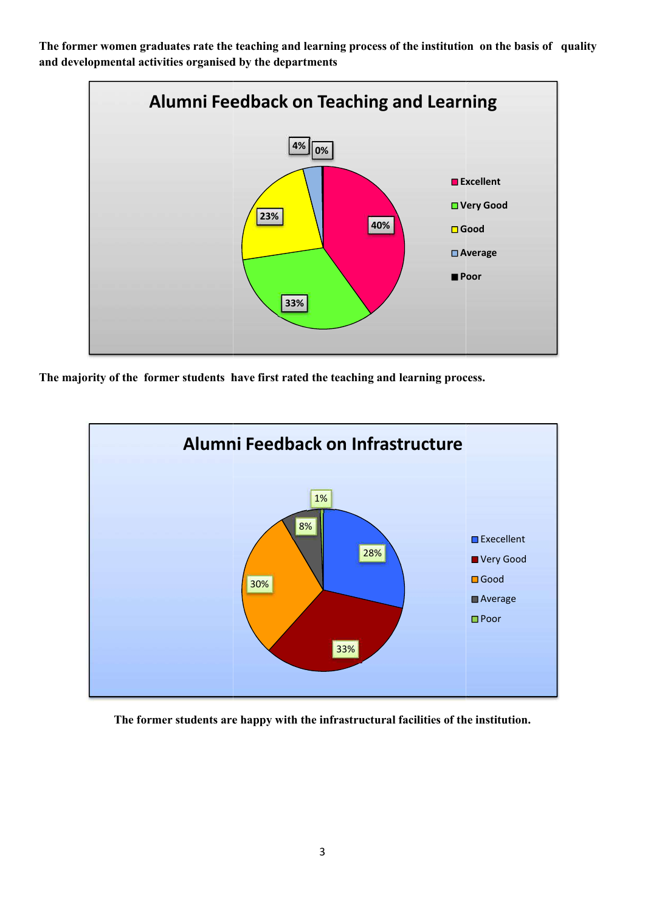**The former women graduates rate the teaching and learning process of the institution on the basis of quality and developmental activities organised by the departments**

**Alumni Feedback on Teaching and Learning**

| Rating | Percentage |
|---|---|
| Excellent | 40% |
| Very Good | 33% |
| Good | 23% |
| Average | 4% |
| Poor | 0% |

**The majority of the former students have first rated the teaching and learning process.**

**Alumni Feedback on Infrastructure**

| Rating | Percentage |
|---|---|
| Execellent | 28% |
| Very Good | 33% |
| Good | 30% |
| Average | 8% |
| Poor | 1% |

**The former students are happy with the infrastructural facilities of the institution.**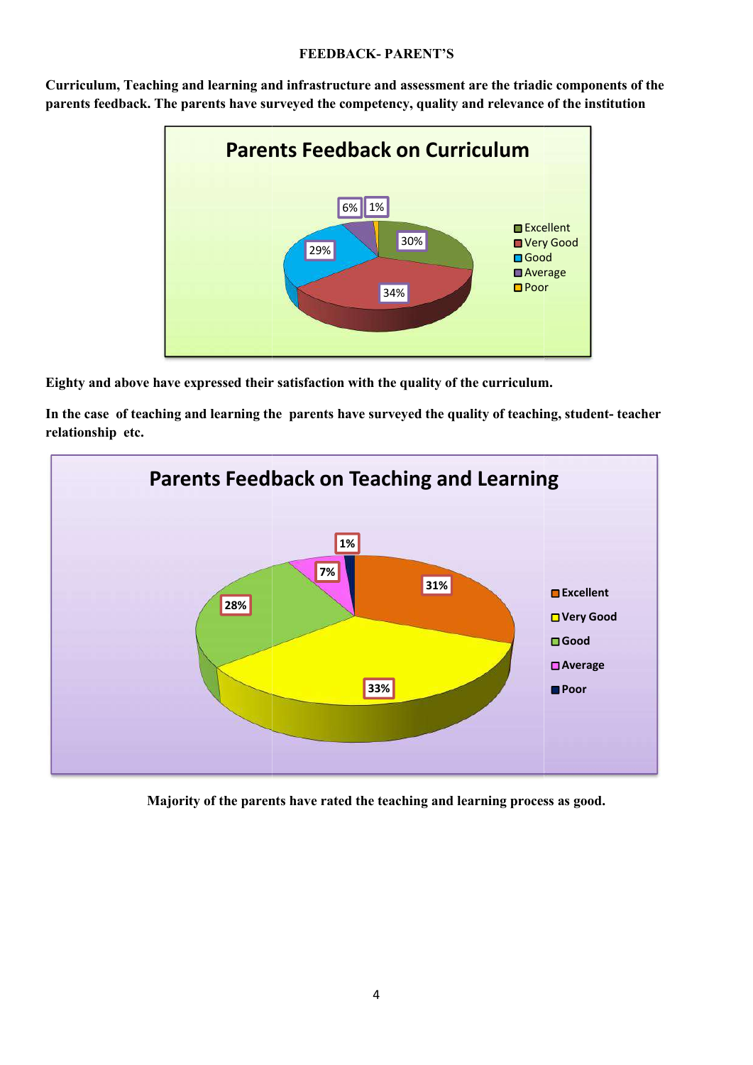**FEEDBACK- PARENT'S**

**Curriculum, Teaching and learning and infrastructure and assessment are the triadic components of the parents feedback. The parents have surveyed the competency, quality and relevance of the institution**

**Parents Feedback on Curriculum**

| Rating | Percentage |
|---|---|
| Excellent | 30% |
| Very Good | 34% |
| Good | 29% |
| Average | 6% |
| Poor | 1% |

**Eighty and above have expressed their satisfaction with the quality of the curriculum.**

**In the case of teaching and learning the parents have surveyed the quality of teaching, student- teacher relationship etc.**

**Parents Feedback on Teaching and Learning**

| Rating | Percentage |
|---|---|
| Excellent | 31% |
| Very Good | 33% |
| Good | 28% |
| Average | 7% |
| Poor | 1% |

**Majority of the parents have rated the teaching and learning process as good.**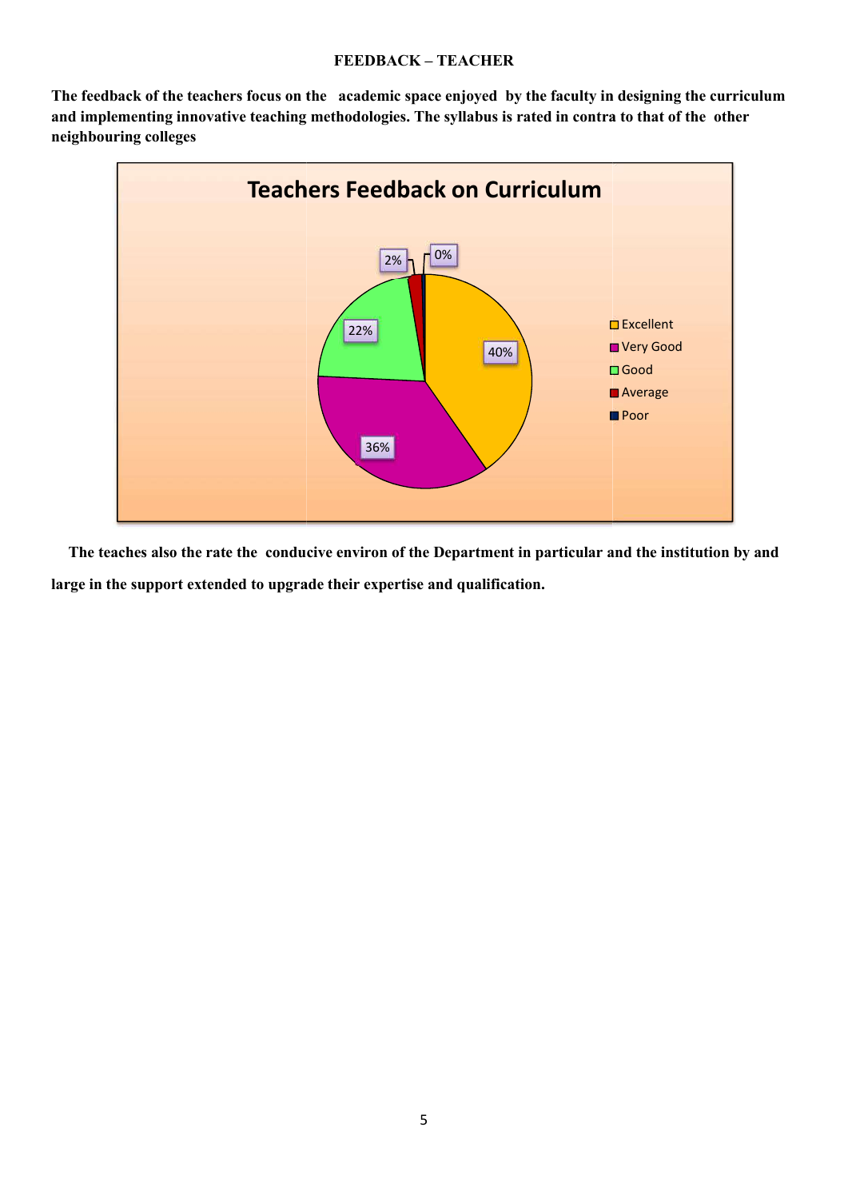**FEEDBACK – TEACHER**

**The feedback of the teachers focus on the academic space enjoyed by the faculty in designing the curriculum and implementing innovative teaching methodologies. The syllabus is rated in contra to that of the other neighbouring colleges**

Teachers Feedback on Curriculum

2%
0%
22%
40%
36%

Excellent
Very Good
Good
Average
Poor

**The teaches also the rate the conducive environ of the Department in particular and the institution by and large in the support extended to upgrade their expertise and qualification.**